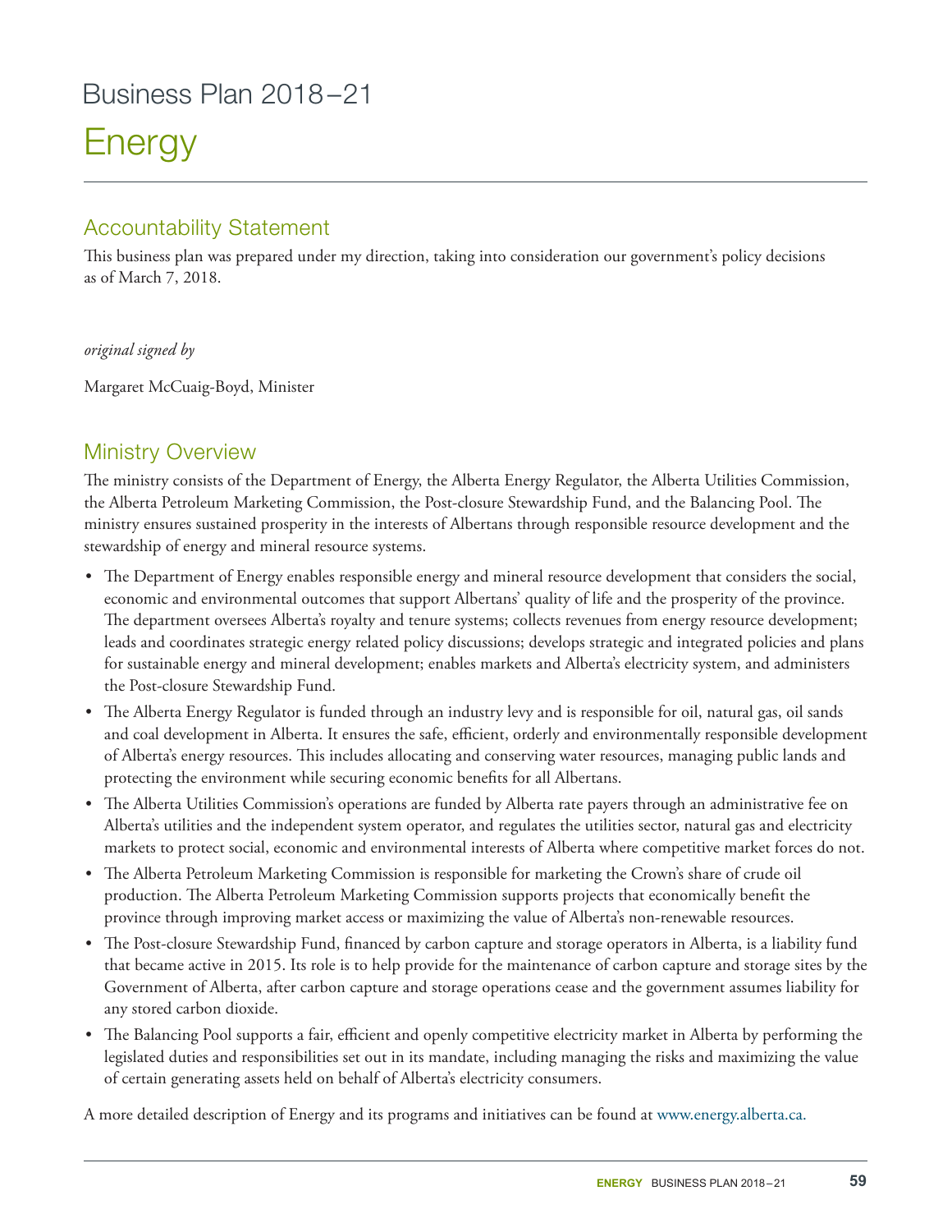# Business Plan 2018–21

# Energy

## Accountability Statement

This business plan was prepared under my direction, taking into consideration our government's policy decisions as of March 7, 2018.

*original signed by*

Margaret McCuaig-Boyd, Minister

## Ministry Overview

The ministry consists of the Department of Energy, the Alberta Energy Regulator, the Alberta Utilities Commission, the Alberta Petroleum Marketing Commission, the Post-closure Stewardship Fund, and the Balancing Pool. The ministry ensures sustained prosperity in the interests of Albertans through responsible resource development and the stewardship of energy and mineral resource systems.

- The Department of Energy enables responsible energy and mineral resource development that considers the social, economic and environmental outcomes that support Albertans' quality of life and the prosperity of the province. The department oversees Alberta's royalty and tenure systems; collects revenues from energy resource development; leads and coordinates strategic energy related policy discussions; develops strategic and integrated policies and plans for sustainable energy and mineral development; enables markets and Alberta's electricity system, and administers the Post-closure Stewardship Fund.
- The Alberta Energy Regulator is funded through an industry levy and is responsible for oil, natural gas, oil sands and coal development in Alberta. It ensures the safe, efficient, orderly and environmentally responsible development of Alberta's energy resources. This includes allocating and conserving water resources, managing public lands and protecting the environment while securing economic benefits for all Albertans.
- The Alberta Utilities Commission's operations are funded by Alberta rate payers through an administrative fee on Alberta's utilities and the independent system operator, and regulates the utilities sector, natural gas and electricity markets to protect social, economic and environmental interests of Alberta where competitive market forces do not.
- The Alberta Petroleum Marketing Commission is responsible for marketing the Crown's share of crude oil production. The Alberta Petroleum Marketing Commission supports projects that economically benefit the province through improving market access or maximizing the value of Alberta's non-renewable resources.
- The Post-closure Stewardship Fund, financed by carbon capture and storage operators in Alberta, is a liability fund that became active in 2015. Its role is to help provide for the maintenance of carbon capture and storage sites by the Government of Alberta, after carbon capture and storage operations cease and the government assumes liability for any stored carbon dioxide.
- The Balancing Pool supports a fair, efficient and openly competitive electricity market in Alberta by performing the legislated duties and responsibilities set out in its mandate, including managing the risks and maximizing the value of certain generating assets held on behalf of Alberta's electricity consumers.

A more detailed description of Energy and its programs and initiatives can be found at www.energy.alberta.ca.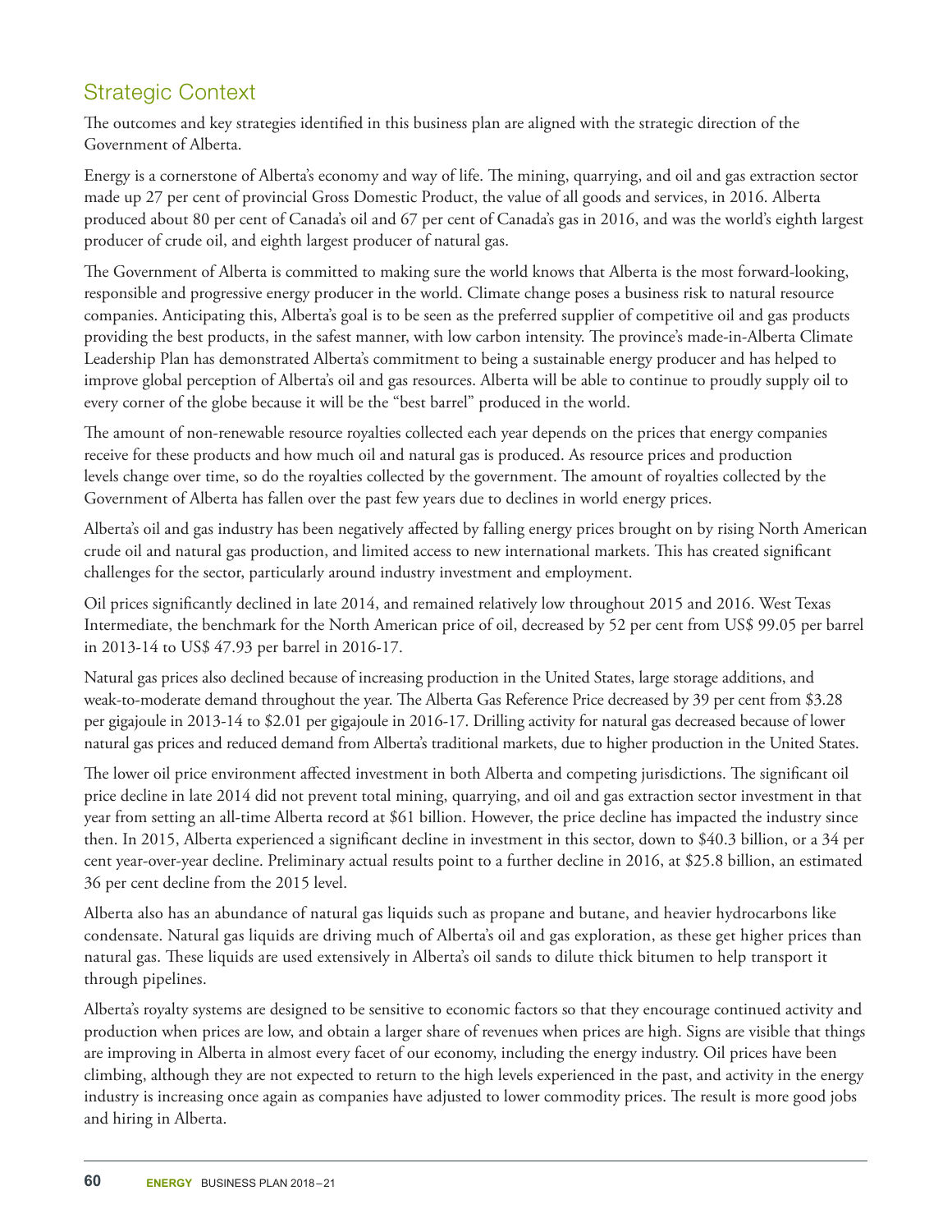## Strategic Context

The outcomes and key strategies identified in this business plan are aligned with the strategic direction of the Government of Alberta.

Energy is a cornerstone of Alberta's economy and way of life. The mining, quarrying, and oil and gas extraction sector made up 27 per cent of provincial Gross Domestic Product, the value of all goods and services, in 2016. Alberta produced about 80 per cent of Canada's oil and 67 per cent of Canada's gas in 2016, and was the world's eighth largest producer of crude oil, and eighth largest producer of natural gas.

The Government of Alberta is committed to making sure the world knows that Alberta is the most forward-looking, responsible and progressive energy producer in the world. Climate change poses a business risk to natural resource companies. Anticipating this, Alberta's goal is to be seen as the preferred supplier of competitive oil and gas products providing the best products, in the safest manner, with low carbon intensity. The province's made-in-Alberta Climate Leadership Plan has demonstrated Alberta's commitment to being a sustainable energy producer and has helped to improve global perception of Alberta's oil and gas resources. Alberta will be able to continue to proudly supply oil to every corner of the globe because it will be the "best barrel" produced in the world.

The amount of non-renewable resource royalties collected each year depends on the prices that energy companies receive for these products and how much oil and natural gas is produced. As resource prices and production levels change over time, so do the royalties collected by the government. The amount of royalties collected by the Government of Alberta has fallen over the past few years due to declines in world energy prices.

Alberta's oil and gas industry has been negatively affected by falling energy prices brought on by rising North American crude oil and natural gas production, and limited access to new international markets. This has created significant challenges for the sector, particularly around industry investment and employment.

Oil prices significantly declined in late 2014, and remained relatively low throughout 2015 and 2016. West Texas Intermediate, the benchmark for the North American price of oil, decreased by 52 per cent from US$ 99.05 per barrel in 2013-14 to US$ 47.93 per barrel in 2016-17.

Natural gas prices also declined because of increasing production in the United States, large storage additions, and weak-to-moderate demand throughout the year. The Alberta Gas Reference Price decreased by 39 per cent from $3.28 per gigajoule in 2013-14 to $2.01 per gigajoule in 2016-17. Drilling activity for natural gas decreased because of lower natural gas prices and reduced demand from Alberta's traditional markets, due to higher production in the United States.

The lower oil price environment affected investment in both Alberta and competing jurisdictions. The significant oil price decline in late 2014 did not prevent total mining, quarrying, and oil and gas extraction sector investment in that year from setting an all-time Alberta record at $61 billion. However, the price decline has impacted the industry since then. In 2015, Alberta experienced a significant decline in investment in this sector, down to $40.3 billion, or a 34 per cent year-over-year decline. Preliminary actual results point to a further decline in 2016, at $25.8 billion, an estimated 36 per cent decline from the 2015 level.

Alberta also has an abundance of natural gas liquids such as propane and butane, and heavier hydrocarbons like condensate. Natural gas liquids are driving much of Alberta's oil and gas exploration, as these get higher prices than natural gas. These liquids are used extensively in Alberta's oil sands to dilute thick bitumen to help transport it through pipelines.

Alberta's royalty systems are designed to be sensitive to economic factors so that they encourage continued activity and production when prices are low, and obtain a larger share of revenues when prices are high. Signs are visible that things are improving in Alberta in almost every facet of our economy, including the energy industry. Oil prices have been climbing, although they are not expected to return to the high levels experienced in the past, and activity in the energy industry is increasing once again as companies have adjusted to lower commodity prices. The result is more good jobs and hiring in Alberta.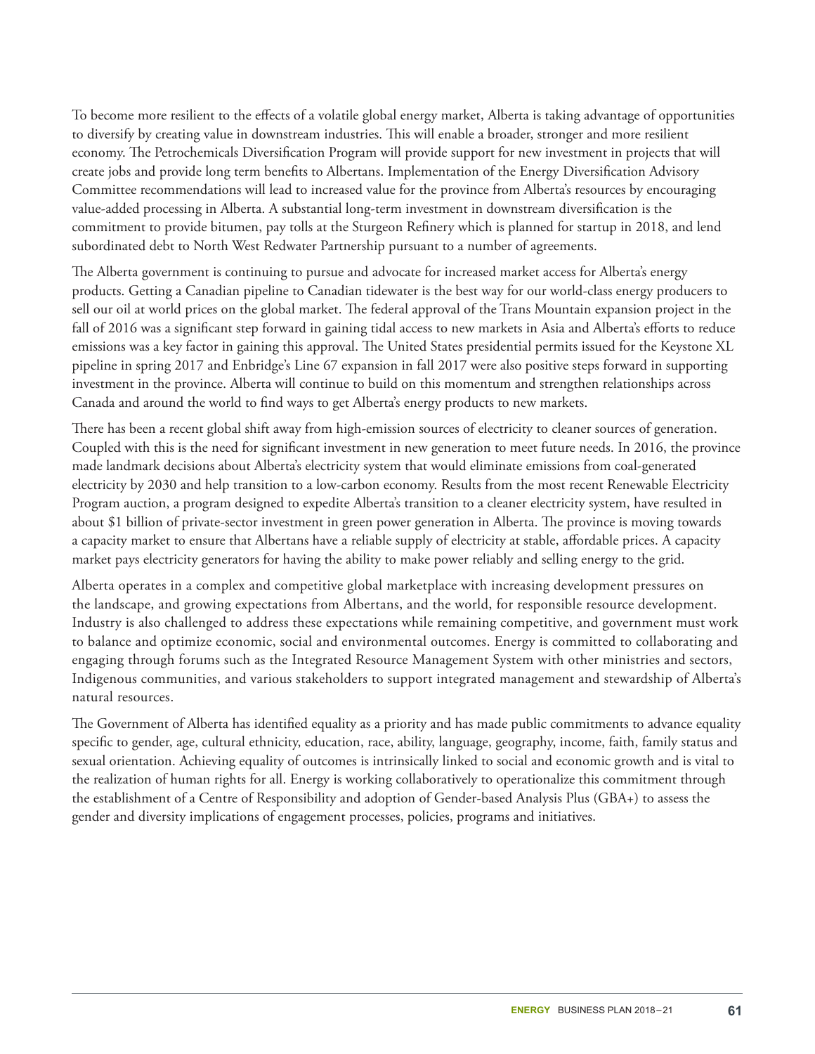To become more resilient to the effects of a volatile global energy market, Alberta is taking advantage of opportunities to diversify by creating value in downstream industries. This will enable a broader, stronger and more resilient economy. The Petrochemicals Diversification Program will provide support for new investment in projects that will create jobs and provide long term benefits to Albertans. Implementation of the Energy Diversification Advisory Committee recommendations will lead to increased value for the province from Alberta's resources by encouraging value-added processing in Alberta. A substantial long-term investment in downstream diversification is the commitment to provide bitumen, pay tolls at the Sturgeon Refinery which is planned for startup in 2018, and lend subordinated debt to North West Redwater Partnership pursuant to a number of agreements.

The Alberta government is continuing to pursue and advocate for increased market access for Alberta's energy products. Getting a Canadian pipeline to Canadian tidewater is the best way for our world-class energy producers to sell our oil at world prices on the global market. The federal approval of the Trans Mountain expansion project in the fall of 2016 was a significant step forward in gaining tidal access to new markets in Asia and Alberta's efforts to reduce emissions was a key factor in gaining this approval. The United States presidential permits issued for the Keystone XL pipeline in spring 2017 and Enbridge's Line 67 expansion in fall 2017 were also positive steps forward in supporting investment in the province. Alberta will continue to build on this momentum and strengthen relationships across Canada and around the world to find ways to get Alberta's energy products to new markets.

There has been a recent global shift away from high-emission sources of electricity to cleaner sources of generation. Coupled with this is the need for significant investment in new generation to meet future needs. In 2016, the province made landmark decisions about Alberta's electricity system that would eliminate emissions from coal-generated electricity by 2030 and help transition to a low-carbon economy. Results from the most recent Renewable Electricity Program auction, a program designed to expedite Alberta's transition to a cleaner electricity system, have resulted in about $1 billion of private-sector investment in green power generation in Alberta. The province is moving towards a capacity market to ensure that Albertans have a reliable supply of electricity at stable, affordable prices. A capacity market pays electricity generators for having the ability to make power reliably and selling energy to the grid.

Alberta operates in a complex and competitive global marketplace with increasing development pressures on the landscape, and growing expectations from Albertans, and the world, for responsible resource development. Industry is also challenged to address these expectations while remaining competitive, and government must work to balance and optimize economic, social and environmental outcomes. Energy is committed to collaborating and engaging through forums such as the Integrated Resource Management System with other ministries and sectors, Indigenous communities, and various stakeholders to support integrated management and stewardship of Alberta's natural resources.

The Government of Alberta has identified equality as a priority and has made public commitments to advance equality specific to gender, age, cultural ethnicity, education, race, ability, language, geography, income, faith, family status and sexual orientation. Achieving equality of outcomes is intrinsically linked to social and economic growth and is vital to the realization of human rights for all. Energy is working collaboratively to operationalize this commitment through the establishment of a Centre of Responsibility and adoption of Gender-based Analysis Plus (GBA+) to assess the gender and diversity implications of engagement processes, policies, programs and initiatives.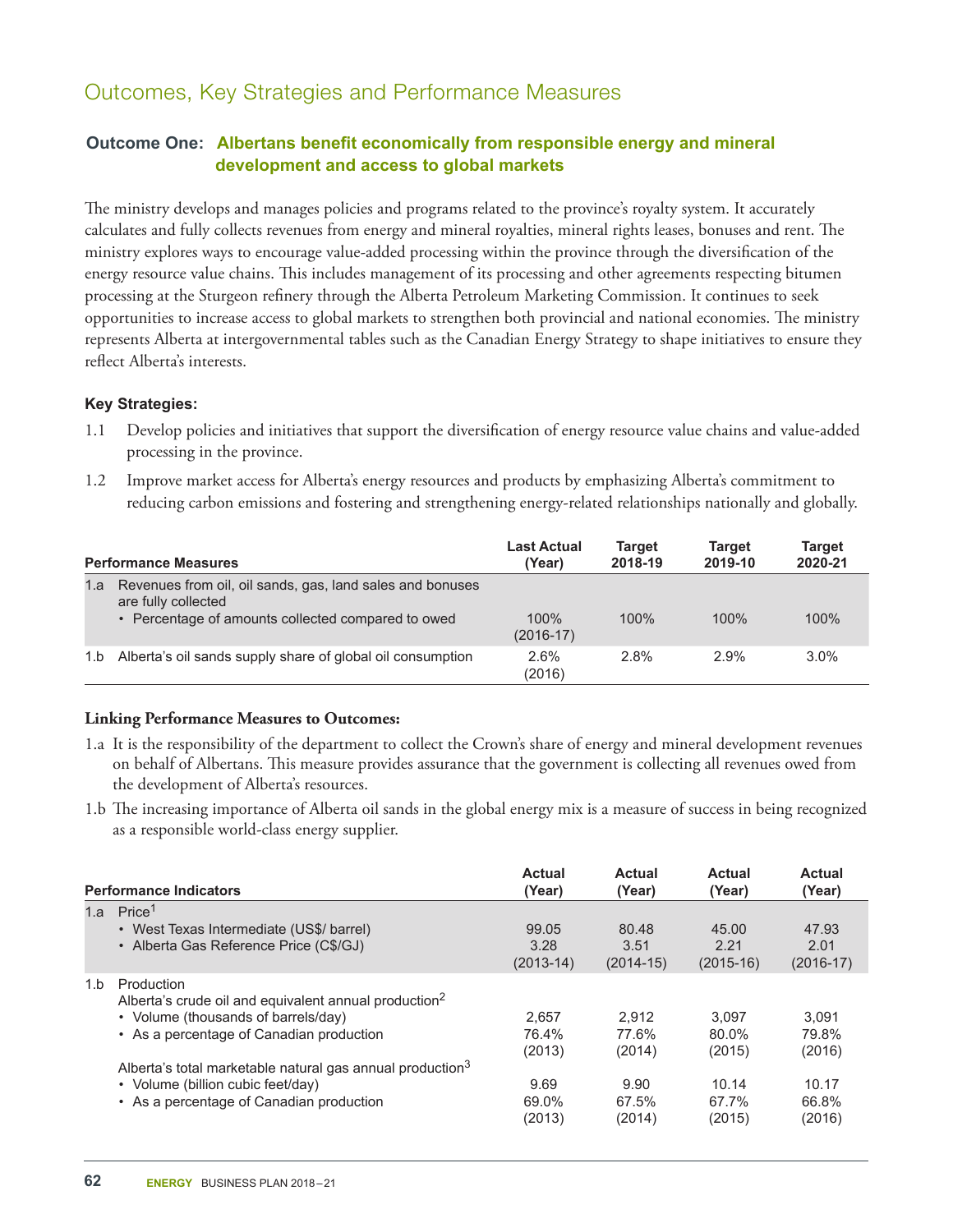## Outcomes, Key Strategies and Performance Measures

### Outcome One: Albertans benefit economically from responsible energy and mineral development and access to global markets

The ministry develops and manages policies and programs related to the province's royalty system. It accurately calculates and fully collects revenues from energy and mineral royalties, mineral rights leases, bonuses and rent. The ministry explores ways to encourage value-added processing within the province through the diversification of the energy resource value chains. This includes management of its processing and other agreements respecting bitumen processing at the Sturgeon refinery through the Alberta Petroleum Marketing Commission. It continues to seek opportunities to increase access to global markets to strengthen both provincial and national economies. The ministry represents Alberta at intergovernmental tables such as the Canadian Energy Strategy to shape initiatives to ensure they reflect Alberta's interests.

**Key Strategies:**

1.1 Develop policies and initiatives that support the diversification of energy resource value chains and value-added processing in the province.

1.2 Improve market access for Alberta's energy resources and products by emphasizing Alberta's commitment to reducing carbon emissions and fostering and strengthening energy-related relationships nationally and globally.

| Performance Measures | Last Actual (Year) | Target 2018-19 | Target 2019-10 | Target 2020-21 |
|---|---|---|---|---|
| 1.a Revenues from oil, oil sands, gas, land sales and bonuses are fully collected | | | | |
| • Percentage of amounts collected compared to owed | 100% (2016-17) | 100% | 100% | 100% |
| 1.b Alberta's oil sands supply share of global oil consumption | 2.6% (2016) | 2.8% | 2.9% | 3.0% |

**Linking Performance Measures to Outcomes:**

1.a It is the responsibility of the department to collect the Crown's share of energy and mineral development revenues on behalf of Albertans. This measure provides assurance that the government is collecting all revenues owed from the development of Alberta's resources.

1.b The increasing importance of Alberta oil sands in the global energy mix is a measure of success in being recognized as a responsible world-class energy supplier.

| Performance Indicators | Actual (Year) | Actual (Year) | Actual (Year) | Actual (Year) |
|---|---|---|---|---|
| 1.a Price[1] | | | | |
| • West Texas Intermediate (US$/ barrel) | 99.05 | 80.48 | 45.00 | 47.93 |
| • Alberta Gas Reference Price (C$/GJ) | 3.28 (2013-14) | 3.51 (2014-15) | 2.21 (2015-16) | 2.01 (2016-17) |
| 1.b Production | | | | |
| Alberta's crude oil and equivalent annual production[2] | | | | |
| • Volume (thousands of barrels/day) | 2,657 | 2,912 | 3,097 | 3,091 |
| • As a percentage of Canadian production | 76.4% (2013) | 77.6% (2014) | 80.0% (2015) | 79.8% (2016) |
| Alberta's total marketable natural gas annual production[3] | | | | |
| • Volume (billion cubic feet/day) | 9.69 | 9.90 | 10.14 | 10.17 |
| • As a percentage of Canadian production | 69.0% (2013) | 67.5% (2014) | 67.7% (2015) | 66.8% (2016) |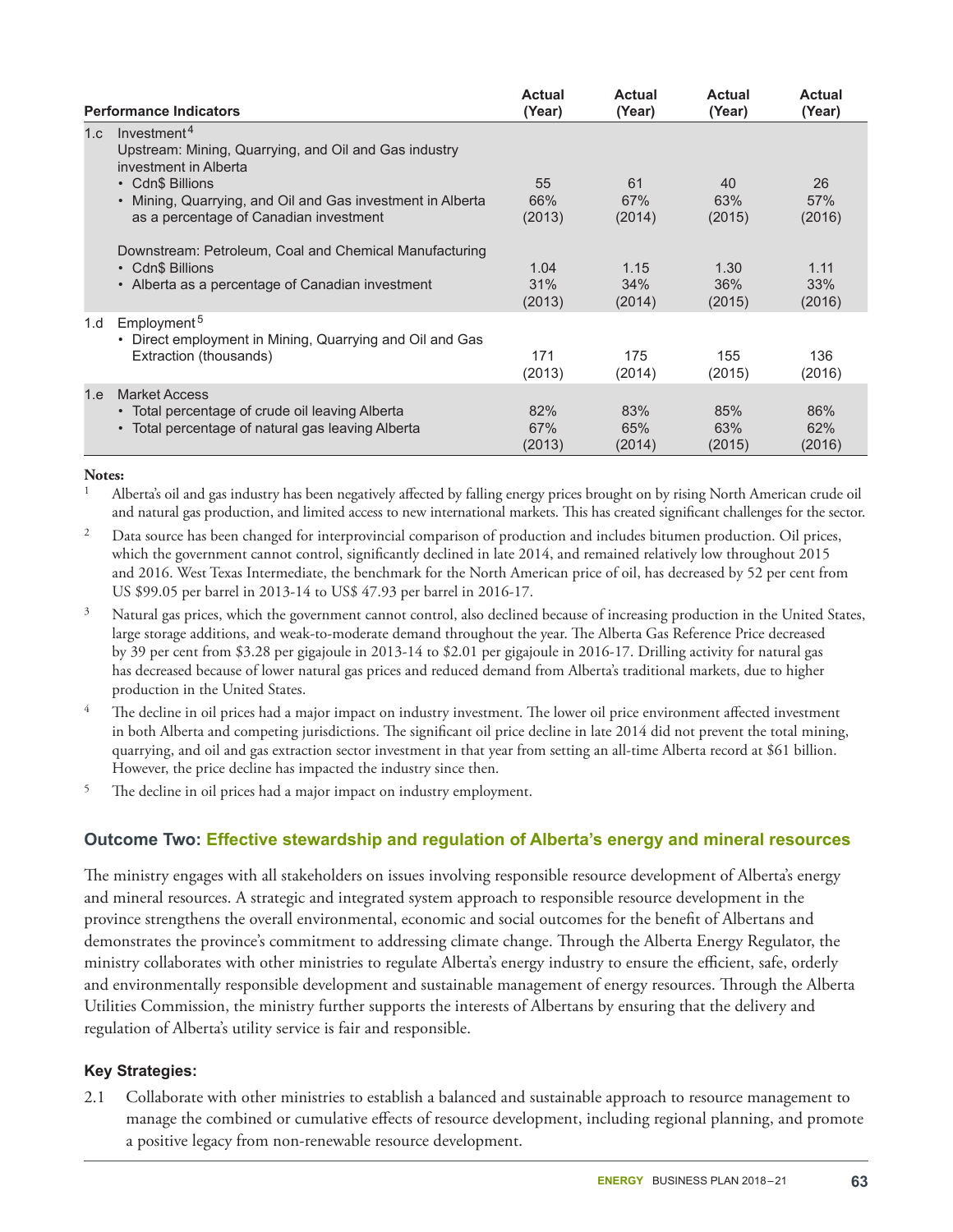| | Performance Indicators | Actual (Year) | Actual (Year) | Actual (Year) | Actual (Year) |
|---|---|---|---|---|---|
| 1.c | Investment[4] | | | | |
| | Upstream: Mining, Quarrying, and Oil and Gas industry investment in Alberta | | | | |
| | • Cdn$ Billions | 55 | 61 | 40 | 26 |
| | • Mining, Quarrying, and Oil and Gas investment in Alberta as a percentage of Canadian investment | 66% (2013) | 67% (2014) | 63% (2015) | 57% (2016) |
| | Downstream: Petroleum, Coal and Chemical Manufacturing | | | | |
| | • Cdn$ Billions | 1.04 | 1.15 | 1.30 | 1.11 |
| | • Alberta as a percentage of Canadian investment | 31% (2013) | 34% (2014) | 36% (2015) | 33% (2016) |
| 1.d | Employment[5] | | | | |
| | • Direct employment in Mining, Quarrying and Oil and Gas Extraction (thousands) | 171 (2013) | 175 (2014) | 155 (2015) | 136 (2016) |
| 1.e | Market Access | | | | |
| | • Total percentage of crude oil leaving Alberta | 82% | 83% | 85% | 86% |
| | • Total percentage of natural gas leaving Alberta | 67% (2013) | 65% (2014) | 63% (2015) | 62% (2016) |

**Notes:**

1. Alberta's oil and gas industry has been negatively affected by falling energy prices brought on by rising North American crude oil and natural gas production, and limited access to new international markets. This has created significant challenges for the sector.
2. Data source has been changed for interprovincial comparison of production and includes bitumen production. Oil prices, which the government cannot control, significantly declined in late 2014, and remained relatively low throughout 2015 and 2016. West Texas Intermediate, the benchmark for the North American price of oil, has decreased by 52 per cent from US $99.05 per barrel in 2013-14 to US$ 47.93 per barrel in 2016-17.
3. Natural gas prices, which the government cannot control, also declined because of increasing production in the United States, large storage additions, and weak-to-moderate demand throughout the year. The Alberta Gas Reference Price decreased by 39 per cent from $3.28 per gigajoule in 2013-14 to $2.01 per gigajoule in 2016-17. Drilling activity for natural gas has decreased because of lower natural gas prices and reduced demand from Alberta's traditional markets, due to higher production in the United States.
4. The decline in oil prices had a major impact on industry investment. The lower oil price environment affected investment in both Alberta and competing jurisdictions. The significant oil price decline in late 2014 did not prevent the total mining, quarrying, and oil and gas extraction sector investment in that year from setting an all-time Alberta record at $61 billion. However, the price decline has impacted the industry since then.
5. The decline in oil prices had a major impact on industry employment.

## Outcome Two: Effective stewardship and regulation of Alberta's energy and mineral resources

The ministry engages with all stakeholders on issues involving responsible resource development of Alberta's energy and mineral resources. A strategic and integrated system approach to responsible resource development in the province strengthens the overall environmental, economic and social outcomes for the benefit of Albertans and demonstrates the province's commitment to addressing climate change. Through the Alberta Energy Regulator, the ministry collaborates with other ministries to regulate Alberta's energy industry to ensure the efficient, safe, orderly and environmentally responsible development and sustainable management of energy resources. Through the Alberta Utilities Commission, the ministry further supports the interests of Albertans by ensuring that the delivery and regulation of Alberta's utility service is fair and responsible.

### Key Strategies:

2.1 Collaborate with other ministries to establish a balanced and sustainable approach to resource management to manage the combined or cumulative effects of resource development, including regional planning, and promote a positive legacy from non-renewable resource development.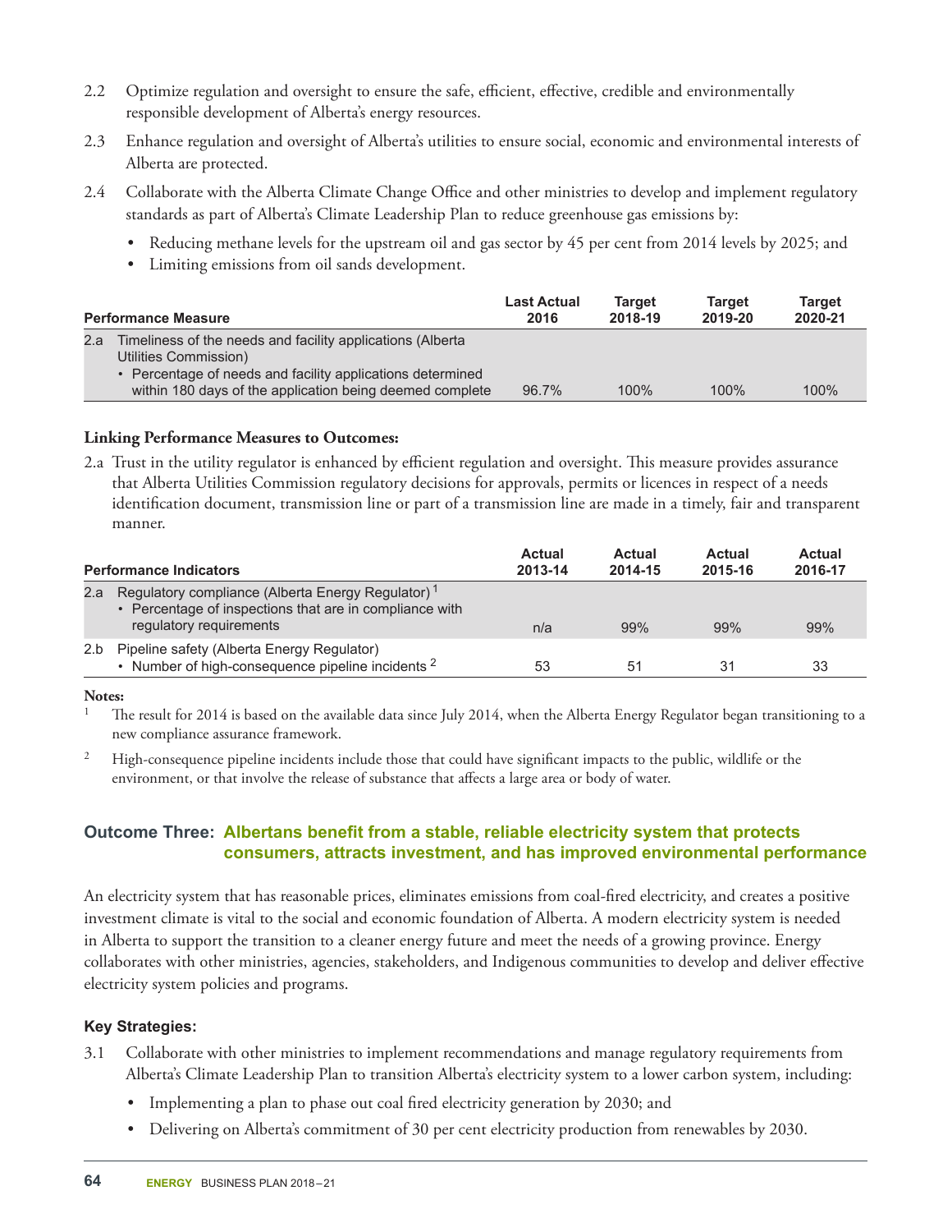2.2 Optimize regulation and oversight to ensure the safe, efficient, effective, credible and environmentally responsible development of Alberta's energy resources.

2.3 Enhance regulation and oversight of Alberta's utilities to ensure social, economic and environmental interests of Alberta are protected.

2.4 Collaborate with the Alberta Climate Change Office and other ministries to develop and implement regulatory standards as part of Alberta's Climate Leadership Plan to reduce greenhouse gas emissions by:

- Reducing methane levels for the upstream oil and gas sector by 45 per cent from 2014 levels by 2025; and
- Limiting emissions from oil sands development.

| Performance Measure | Last Actual 2016 | Target 2018-19 | Target 2019-20 | Target 2020-21 |
|---|---|---|---|---|
| 2.a Timeliness of the needs and facility applications (Alberta Utilities Commission) • Percentage of needs and facility applications determined within 180 days of the application being deemed complete | 96.7% | 100% | 100% | 100% |

**Linking Performance Measures to Outcomes:**

2.a Trust in the utility regulator is enhanced by efficient regulation and oversight. This measure provides assurance that Alberta Utilities Commission regulatory decisions for approvals, permits or licences in respect of a needs identification document, transmission line or part of a transmission line are made in a timely, fair and transparent manner.

| Performance Indicators | Actual 2013-14 | Actual 2014-15 | Actual 2015-16 | Actual 2016-17 |
|---|---|---|---|---|
| 2.a Regulatory compliance (Alberta Energy Regulator) [1] • Percentage of inspections that are in compliance with regulatory requirements | n/a | 99% | 99% | 99% |
| 2.b Pipeline safety (Alberta Energy Regulator) • Number of high-consequence pipeline incidents [2] | 53 | 51 | 31 | 33 |

**Notes:**

1 The result for 2014 is based on the available data since July 2014, when the Alberta Energy Regulator began transitioning to a new compliance assurance framework.

2 High-consequence pipeline incidents include those that could have significant impacts to the public, wildlife or the environment, or that involve the release of substance that affects a large area or body of water.

## Outcome Three: Albertans benefit from a stable, reliable electricity system that protects consumers, attracts investment, and has improved environmental performance

An electricity system that has reasonable prices, eliminates emissions from coal-fired electricity, and creates a positive investment climate is vital to the social and economic foundation of Alberta. A modern electricity system is needed in Alberta to support the transition to a cleaner energy future and meet the needs of a growing province. Energy collaborates with other ministries, agencies, stakeholders, and Indigenous communities to develop and deliver effective electricity system policies and programs.

### Key Strategies:

3.1 Collaborate with other ministries to implement recommendations and manage regulatory requirements from Alberta's Climate Leadership Plan to transition Alberta's electricity system to a lower carbon system, including:

- Implementing a plan to phase out coal fired electricity generation by 2030; and
- Delivering on Alberta's commitment of 30 per cent electricity production from renewables by 2030.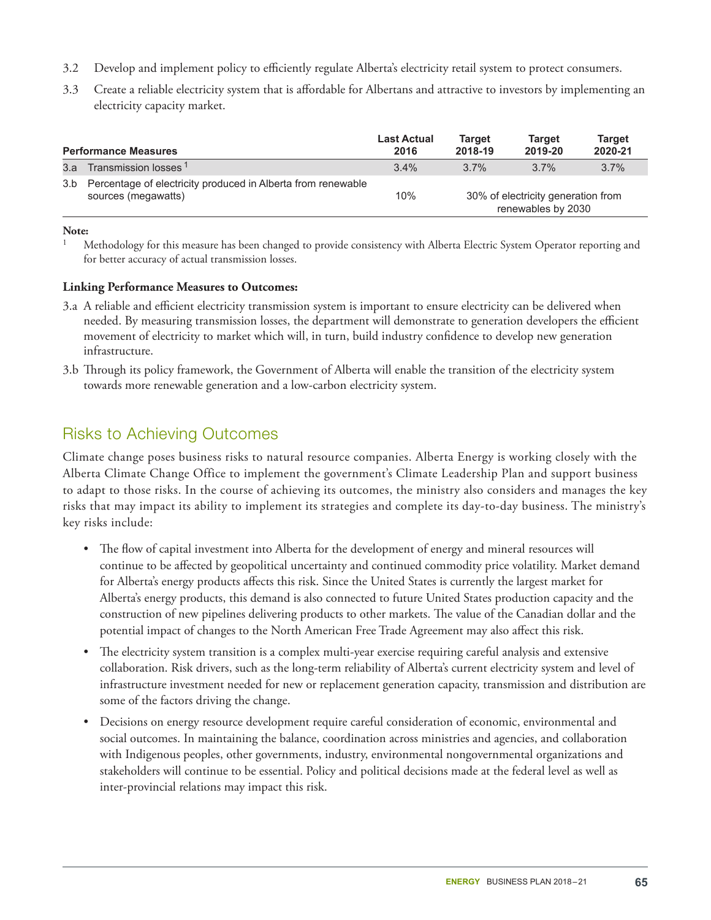3.2 Develop and implement policy to efficiently regulate Alberta's electricity retail system to protect consumers.

3.3 Create a reliable electricity system that is affordable for Albertans and attractive to investors by implementing an electricity capacity market.

| Performance Measures | | Last Actual 2016 | Target 2018-19 | Target 2019-20 | Target 2020-21 |
|---|---|---|---|---|---|
| 3.a | Transmission losses [1] | 3.4% | 3.7% | 3.7% | 3.7% |
| 3.b | Percentage of electricity produced in Alberta from renewable sources (megawatts) | 10% | 30% of electricity generation from renewables by 2030 | | |

**Note:**

[1] Methodology for this measure has been changed to provide consistency with Alberta Electric System Operator reporting and for better accuracy of actual transmission losses.

**Linking Performance Measures to Outcomes:**

3.a A reliable and efficient electricity transmission system is important to ensure electricity can be delivered when needed. By measuring transmission losses, the department will demonstrate to generation developers the efficient movement of electricity to market which will, in turn, build industry confidence to develop new generation infrastructure.

3.b Through its policy framework, the Government of Alberta will enable the transition of the electricity system towards more renewable generation and a low-carbon electricity system.

## Risks to Achieving Outcomes

Climate change poses business risks to natural resource companies. Alberta Energy is working closely with the Alberta Climate Change Office to implement the government's Climate Leadership Plan and support business to adapt to those risks. In the course of achieving its outcomes, the ministry also considers and manages the key risks that may impact its ability to implement its strategies and complete its day-to-day business. The ministry's key risks include:

- The flow of capital investment into Alberta for the development of energy and mineral resources will continue to be affected by geopolitical uncertainty and continued commodity price volatility. Market demand for Alberta's energy products affects this risk. Since the United States is currently the largest market for Alberta's energy products, this demand is also connected to future United States production capacity and the construction of new pipelines delivering products to other markets. The value of the Canadian dollar and the potential impact of changes to the North American Free Trade Agreement may also affect this risk.
- The electricity system transition is a complex multi-year exercise requiring careful analysis and extensive collaboration. Risk drivers, such as the long-term reliability of Alberta's current electricity system and level of infrastructure investment needed for new or replacement generation capacity, transmission and distribution are some of the factors driving the change.
- Decisions on energy resource development require careful consideration of economic, environmental and social outcomes. In maintaining the balance, coordination across ministries and agencies, and collaboration with Indigenous peoples, other governments, industry, environmental nongovernmental organizations and stakeholders will continue to be essential. Policy and political decisions made at the federal level as well as inter-provincial relations may impact this risk.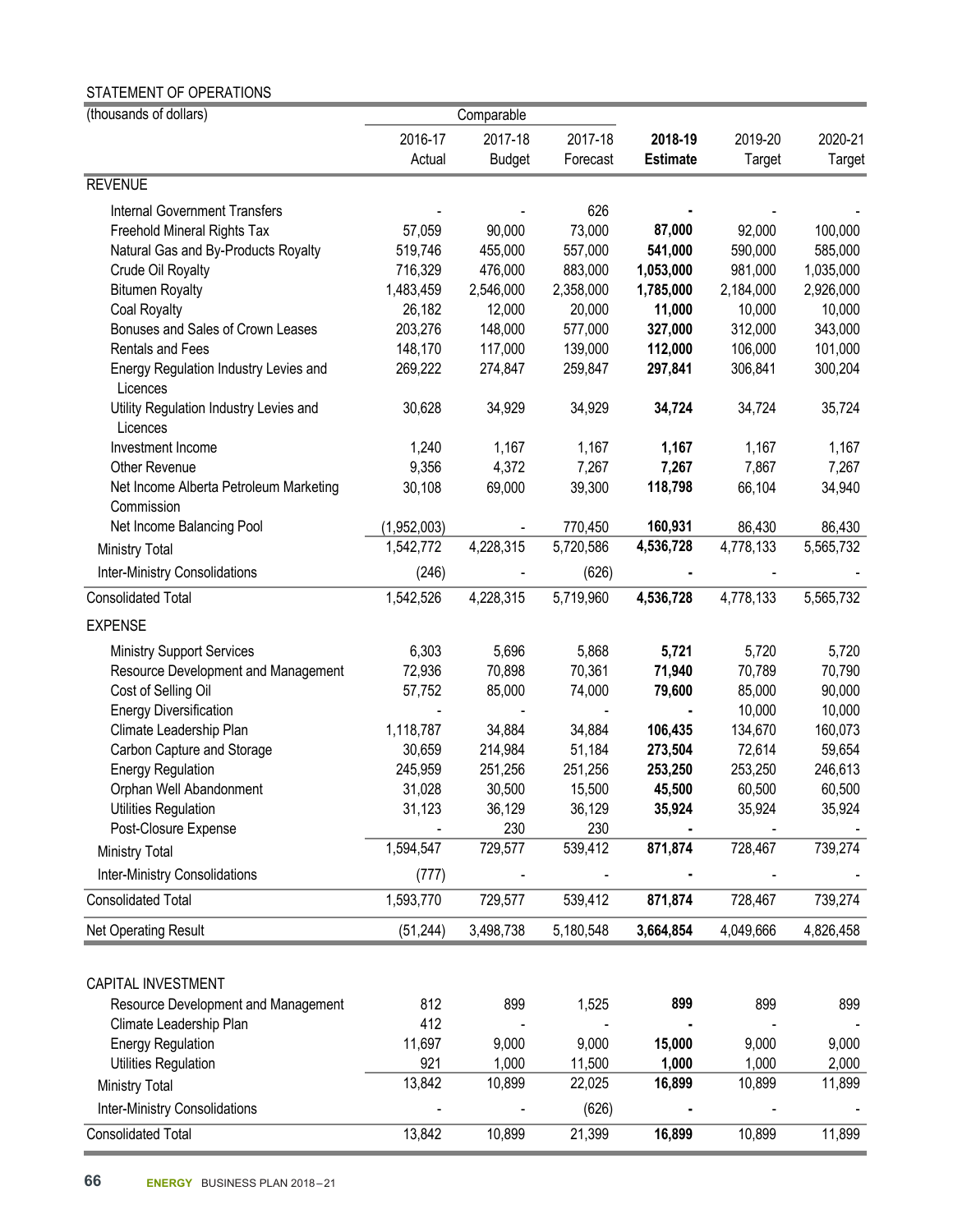STATEMENT OF OPERATIONS

| (thousands of dollars) | Comparable | | | | | |
|---|---|---|---|---|---|---|
| | 2016-17 Actual | 2017-18 Budget | 2017-18 Forecast | **2018-19 Estimate** | 2019-20 Target | 2020-21 Target |
| REVENUE | | | | | | |
| Internal Government Transfers | - | - | 626 | **-** | - | - |
| Freehold Mineral Rights Tax | 57,059 | 90,000 | 73,000 | **87,000** | 92,000 | 100,000 |
| Natural Gas and By-Products Royalty | 519,746 | 455,000 | 557,000 | **541,000** | 590,000 | 585,000 |
| Crude Oil Royalty | 716,329 | 476,000 | 883,000 | **1,053,000** | 981,000 | 1,035,000 |
| Bitumen Royalty | 1,483,459 | 2,546,000 | 2,358,000 | **1,785,000** | 2,184,000 | 2,926,000 |
| Coal Royalty | 26,182 | 12,000 | 20,000 | **11,000** | 10,000 | 10,000 |
| Bonuses and Sales of Crown Leases | 203,276 | 148,000 | 577,000 | **327,000** | 312,000 | 343,000 |
| Rentals and Fees | 148,170 | 117,000 | 139,000 | **112,000** | 106,000 | 101,000 |
| Energy Regulation Industry Levies and Licences | 269,222 | 274,847 | 259,847 | **297,841** | 306,841 | 300,204 |
| Utility Regulation Industry Levies and Licences | 30,628 | 34,929 | 34,929 | **34,724** | 34,724 | 35,724 |
| Investment Income | 1,240 | 1,167 | 1,167 | **1,167** | 1,167 | 1,167 |
| Other Revenue | 9,356 | 4,372 | 7,267 | **7,267** | 7,867 | 7,267 |
| Net Income Alberta Petroleum Marketing Commission | 30,108 | 69,000 | 39,300 | **118,798** | 66,104 | 34,940 |
| Net Income Balancing Pool | (1,952,003) | - | 770,450 | **160,931** | 86,430 | 86,430 |
| Ministry Total | 1,542,772 | 4,228,315 | 5,720,586 | **4,536,728** | 4,778,133 | 5,565,732 |
| Inter-Ministry Consolidations | (246) | - | (626) | **-** | - | - |
| Consolidated Total | 1,542,526 | 4,228,315 | 5,719,960 | **4,536,728** | 4,778,133 | 5,565,732 |
| EXPENSE | | | | | | |
| Ministry Support Services | 6,303 | 5,696 | 5,868 | **5,721** | 5,720 | 5,720 |
| Resource Development and Management | 72,936 | 70,898 | 70,361 | **71,940** | 70,789 | 70,790 |
| Cost of Selling Oil | 57,752 | 85,000 | 74,000 | **79,600** | 85,000 | 90,000 |
| Energy Diversification | - | - | - | **-** | 10,000 | 10,000 |
| Climate Leadership Plan | 1,118,787 | 34,884 | 34,884 | **106,435** | 134,670 | 160,073 |
| Carbon Capture and Storage | 30,659 | 214,984 | 51,184 | **273,504** | 72,614 | 59,654 |
| Energy Regulation | 245,959 | 251,256 | 251,256 | **253,250** | 253,250 | 246,613 |
| Orphan Well Abandonment | 31,028 | 30,500 | 15,500 | **45,500** | 60,500 | 60,500 |
| Utilities Regulation | 31,123 | 36,129 | 36,129 | **35,924** | 35,924 | 35,924 |
| Post-Closure Expense | - | 230 | 230 | **-** | - | - |
| Ministry Total | 1,594,547 | 729,577 | 539,412 | **871,874** | 728,467 | 739,274 |
| Inter-Ministry Consolidations | (777) | - | - | **-** | - | - |
| Consolidated Total | 1,593,770 | 729,577 | 539,412 | **871,874** | 728,467 | 739,274 |
| Net Operating Result | (51,244) | 3,498,738 | 5,180,548 | **3,664,854** | 4,049,666 | 4,826,458 |

| | 2016-17 Actual | 2017-18 Budget | 2017-18 Forecast | **2018-19 Estimate** | 2019-20 Target | 2020-21 Target |
|---|---|---|---|---|---|---|
| CAPITAL INVESTMENT | | | | | | |
| Resource Development and Management | 812 | 899 | 1,525 | **899** | 899 | 899 |
| Climate Leadership Plan | 412 | - | - | **-** | - | - |
| Energy Regulation | 11,697 | 9,000 | 9,000 | **15,000** | 9,000 | 9,000 |
| Utilities Regulation | 921 | 1,000 | 11,500 | **1,000** | 1,000 | 2,000 |
| Ministry Total | 13,842 | 10,899 | 22,025 | **16,899** | 10,899 | 11,899 |
| Inter-Ministry Consolidations | - | - | (626) | **-** | - | - |
| Consolidated Total | 13,842 | 10,899 | 21,399 | **16,899** | 10,899 | 11,899 |